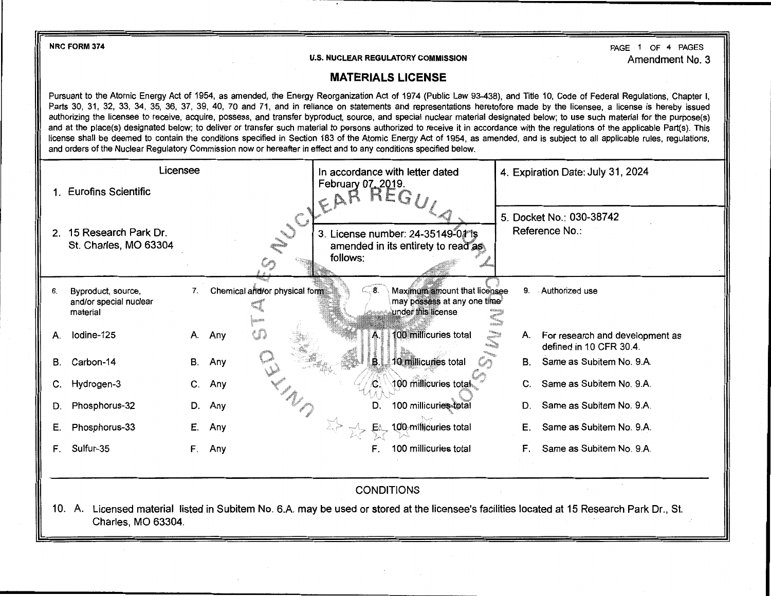NRC FORM 374

U.S. NUCLEAR REGULATORY COMMISSION

Amendment No. 3

# MATERIALS LICENSE

Pursuant to the Atomic Energy Act of 1954, as amended, the Energy Reorganization Act of 1974 (Public Law 93-438), and Title 10, Code of Federal Regulations, Chapter I, Parts 30, 31, 32, 33, 34, 35, 36, 37, 39, 40, 70 and 71, and in reliance on statements and representations heretofore made by the licensee, a license is hereby issued authorizing the licensee to receive, acquire, possess, and transfer byproduct, source, and special nuclear material designated below; to use such material for the purpose(s) and at the place(s) designated below; to deliver or transfer such material to persons authorized to receive it in accordance with the regulations of the applicable Part(s). This license shall be deemed to contain the conditions specified in Section 183 of the Atomic Energy Act of 1954, as amended, and is subject to all applicable rules, regulations, and orders of the Nuclear Regulatory Commission now or hereafter in effect and to any conditions specified below.

| Licensee | In accordance with letter dated February 07, 2019. | 4. Expiration Date: July 31, 2024 |
|---|---|---|
| 1. Eurofins Scientific | | |
| 2. 15 Research Park Dr.<br>St. Charles, MO 63304 | 3. License number: 24-35149-01 is amended in its entirety to read as follows: | 5. Docket No.: 030-38742<br>Reference No.: |

| 6. Byproduct, source, and/or special nuclear material | 7. Chemical and/or physical form | 8. Maximum amount that licensee may possess at any one time under this license | 9. Authorized use |
|---|---|---|---|
| A. Iodine-125 | A. Any | A. 100 millicuries total | A. For research and development as defined in 10 CFR 30.4. |
| B. Carbon-14 | B. Any | B. 10 millicuries total | B. Same as Subitem No. 9.A. |
| C. Hydrogen-3 | C. Any | C. 100 millicuries total | C. Same as Subitem No. 9.A. |
| D. Phosphorus-32 | D. Any | D. 100 millicuries total | D. Same as Subitem No. 9.A. |
| E. Phosphorus-33 | E. Any | E. 100 millicuries total | E. Same as Subitem No. 9.A. |
| F. Sulfur-35 | F. Any | F. 100 millicuries total | F. Same as Subitem No. 9.A. |

## CONDITIONS

10. A. Licensed material listed in Subitem No. 6.A. may be used or stored at the licensee's facilities located at 15 Research Park Dr., St. Charles, MO 63304.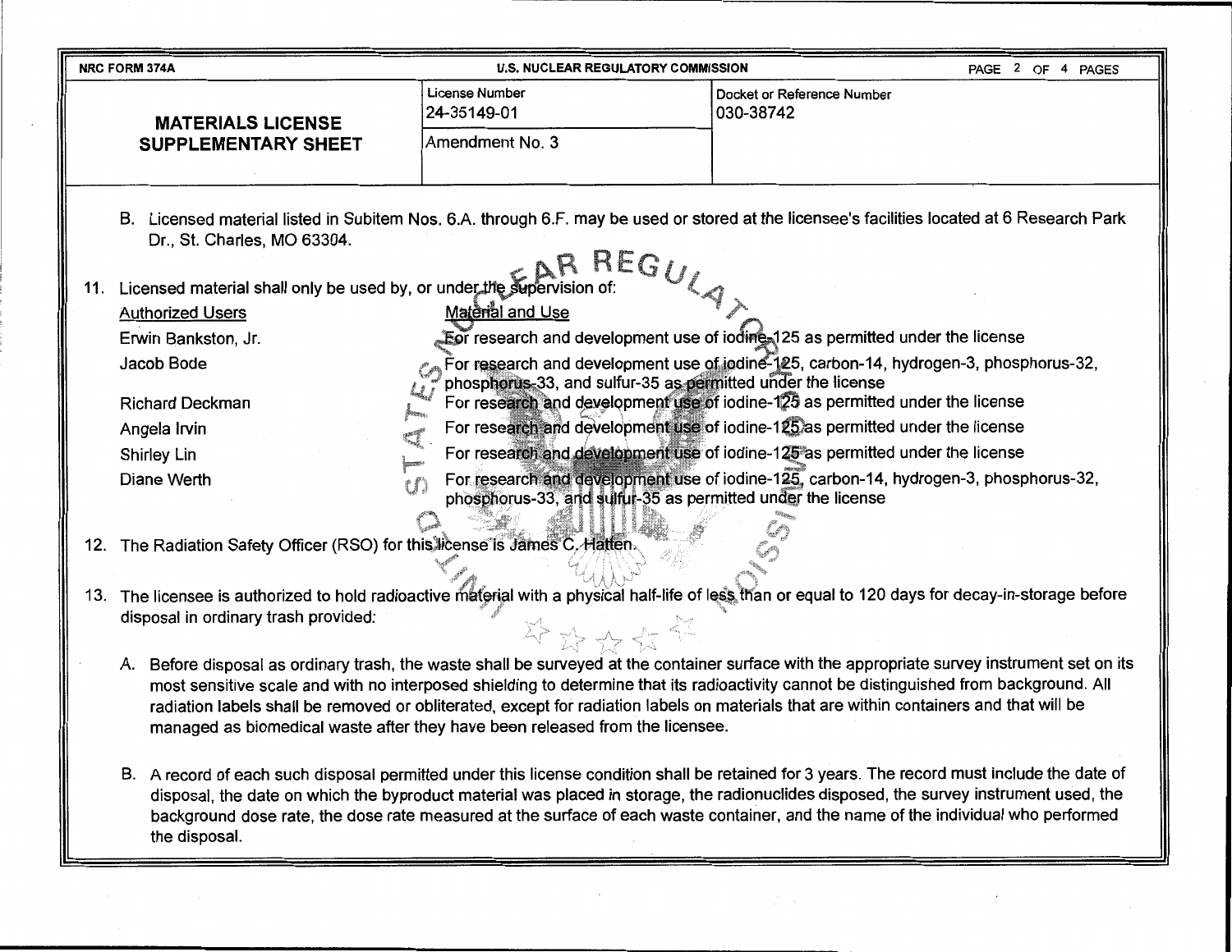| NRC FORM 374A | U.S. NUCLEAR REGULATORY COMMISSION | |
|---|---|---|
| **MATERIALS LICENSE SUPPLEMENTARY SHEET** | License Number 24-35149-01 | Docket or Reference Number 030-38742 |
| | Amendment No. 3 | |

B. Licensed material listed in Subitem Nos. 6.A. through 6.F. may be used or stored at the licensee's facilities located at 6 Research Park Dr., St. Charles, MO 63304.

11. Licensed material shall only be used by, or under the supervision of:

| Authorized Users | Material and Use |
|---|---|
| Erwin Bankston, Jr. | For research and development use of iodine-125 as permitted under the license |
| Jacob Bode | For research and development use of iodine-125, carbon-14, hydrogen-3, phosphorus-32, phosphorus-33, and sulfur-35 as permitted under the license |
| Richard Deckman | For research and development use of iodine-125 as permitted under the license |
| Angela Irvin | For research and development use of iodine-125 as permitted under the license |
| Shirley Lin | For research and development use of iodine-125 as permitted under the license |
| Diane Werth | For research and development use of iodine-125, carbon-14, hydrogen-3, phosphorus-32, phosphorus-33, and sulfur-35 as permitted under the license |

12. The Radiation Safety Officer (RSO) for this license is James C. Hatten.

13. The licensee is authorized to hold radioactive material with a physical half-life of less than or equal to 120 days for decay-in-storage before disposal in ordinary trash provided:

   A. Before disposal as ordinary trash, the waste shall be surveyed at the container surface with the appropriate survey instrument set on its most sensitive scale and with no interposed shielding to determine that its radioactivity cannot be distinguished from background. All radiation labels shall be removed or obliterated, except for radiation labels on materials that are within containers and that will be managed as biomedical waste after they have been released from the licensee.

   B. A record of each such disposal permitted under this license condition shall be retained for 3 years. The record must include the date of disposal, the date on which the byproduct material was placed in storage, the radionuclides disposed, the survey instrument used, the background dose rate, the dose rate measured at the surface of each waste container, and the name of the individual who performed the disposal.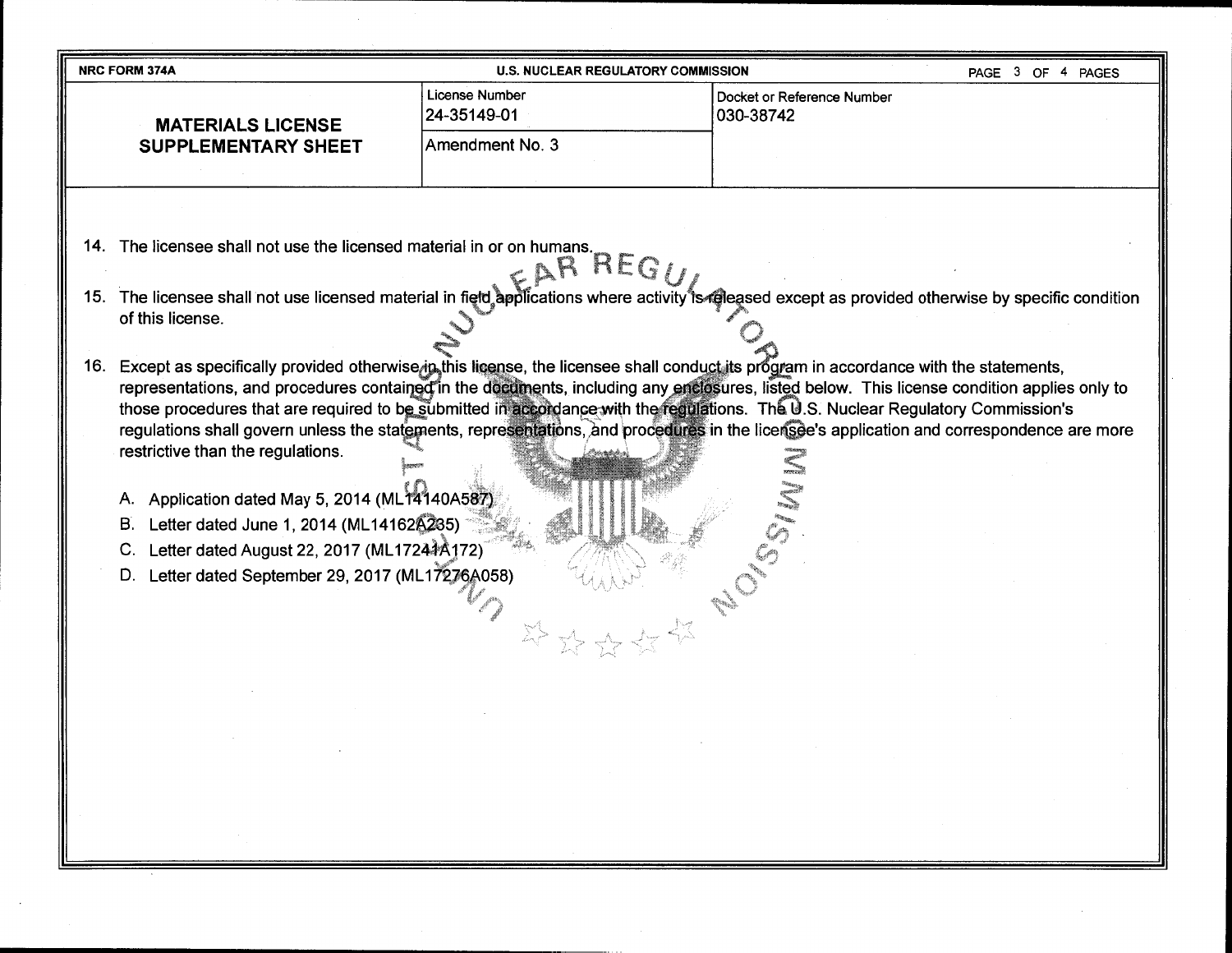| NRC FORM 374A | U.S. NUCLEAR REGULATORY COMMISSION | |
| --- | --- | --- |
| **MATERIALS LICENSE SUPPLEMENTARY SHEET** | License Number<br>24-35149-01<br><br>Amendment No. 3 | Docket or Reference Number<br>030-38742 |

14. The licensee shall not use the licensed material in or on humans.

15. The licensee shall not use licensed material in field applications where activity is released except as provided otherwise by specific condition of this license.

16. Except as specifically provided otherwise in this license, the licensee shall conduct its program in accordance with the statements, representations, and procedures contained in the documents, including any enclosures, listed below. This license condition applies only to those procedures that are required to be submitted in accordance with the regulations. The U.S. Nuclear Regulatory Commission's regulations shall govern unless the statements, representations, and procedures in the licensee's application and correspondence are more restrictive than the regulations.

    A. Application dated May 5, 2014 (ML14140A587)
    B. Letter dated June 1, 2014 (ML14162A235)
    C. Letter dated August 22, 2017 (ML17241A172)
    D. Letter dated September 29, 2017 (ML17276A058)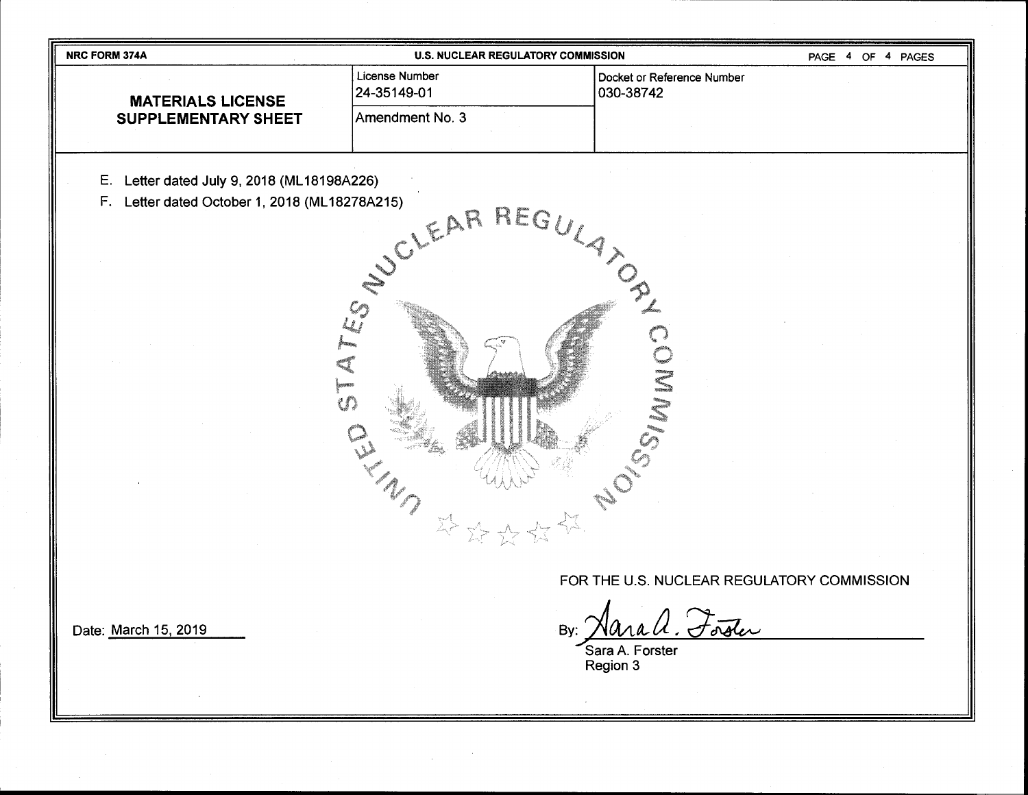| NRC FORM 374A | U.S. NUCLEAR REGULATORY COMMISSION | |
|---|---|---|
| **MATERIALS LICENSE SUPPLEMENTARY SHEET** | License Number 24-35149-01 | Docket or Reference Number 030-38742 |
| | Amendment No. 3 | |

E. Letter dated July 9, 2018 (ML18198A226)

F. Letter dated October 1, 2018 (ML18278A215)

FOR THE U.S. NUCLEAR REGULATORY COMMISSION

Date: March 15, 2019

By: Sara A. Forster

Sara A. Forster
Region 3